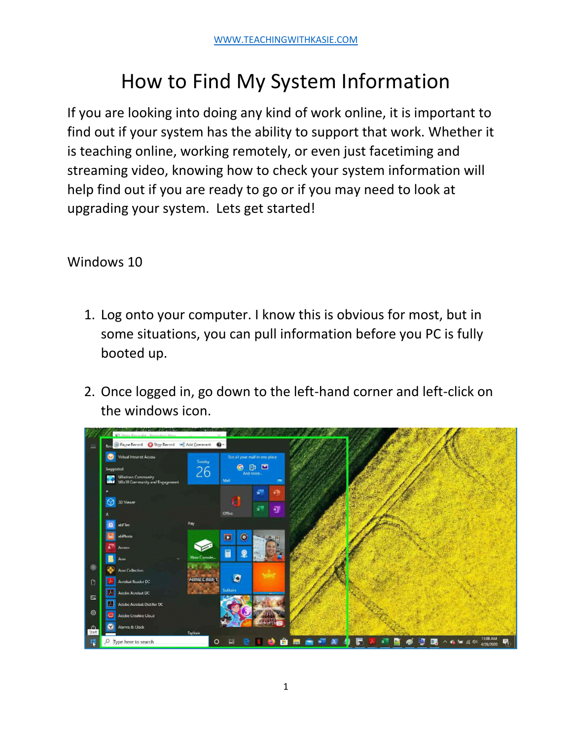# How to Find My System Information

If you are looking into doing any kind of work online, it is important to find out if your system has the ability to support that work. Whether it is teaching online, working remotely, or even just facetiming and streaming video, knowing how to check your system information will help find out if you are ready to go or if you may need to look at upgrading your system. Lets get started!

## Windows 10

1. Log onto your computer. I know this is obvious for most, but in some situations, you can pull information before you PC is fully booted up.

2. Once logged in, go down to the left-hand corner and left-click on the windows icon.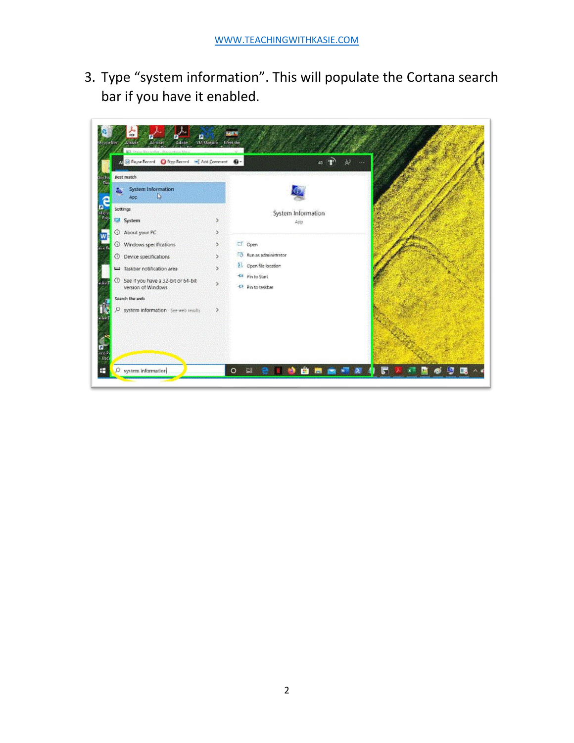3. Type "system information". This will populate the Cortana search bar if you have it enabled.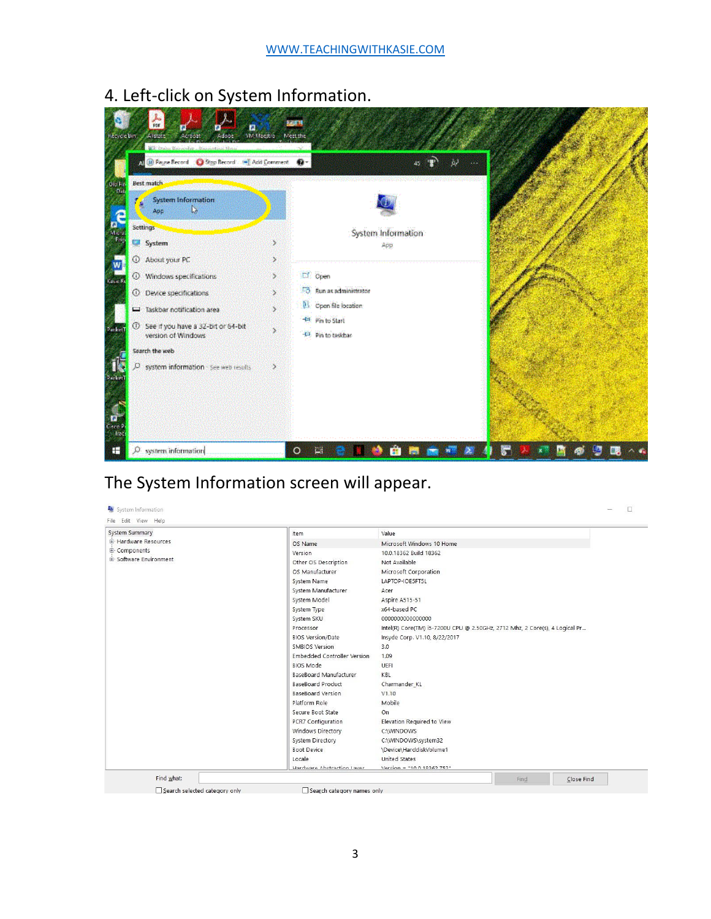4. Left-click on System Information.

The System Information screen will appear.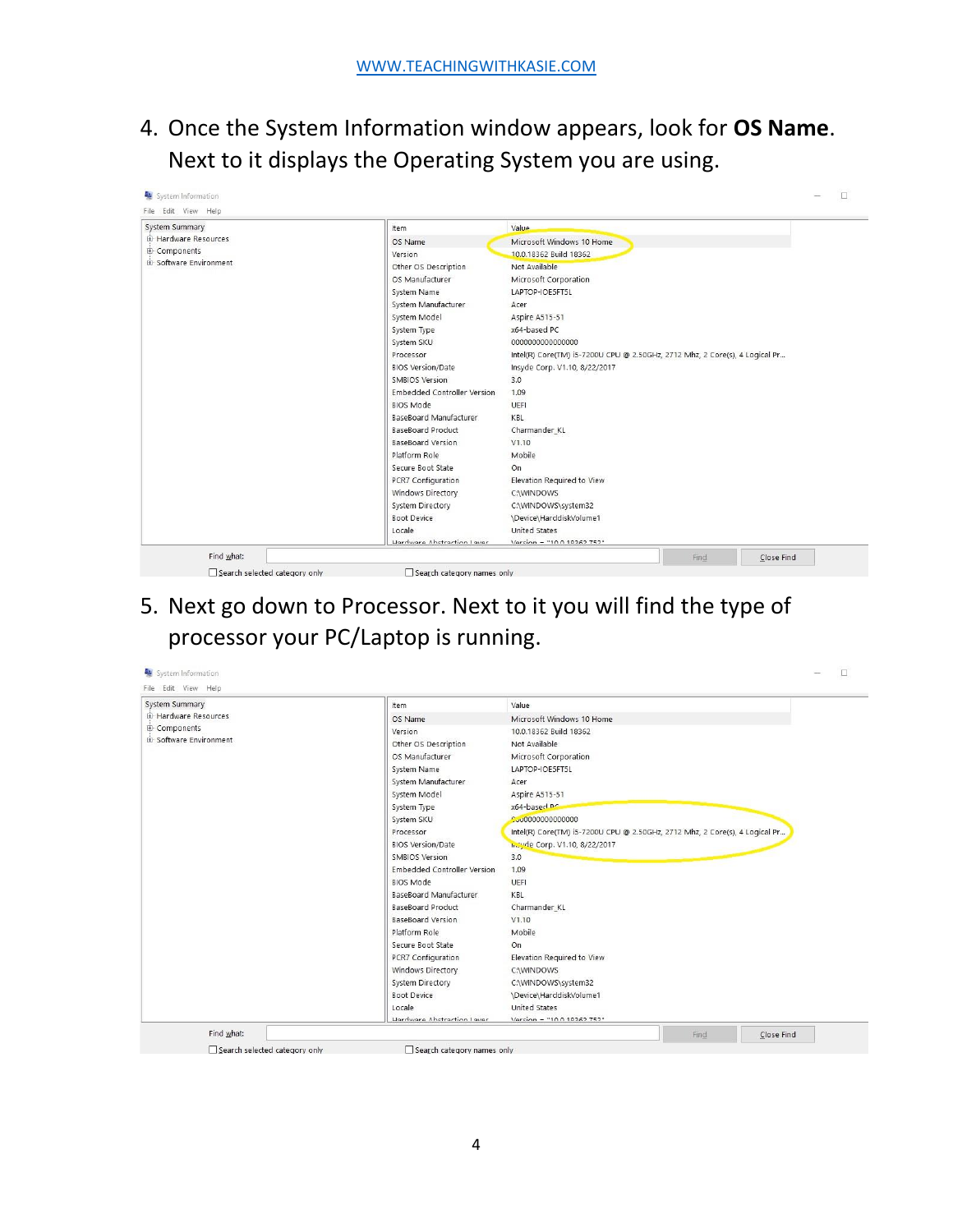4. Once the System Information window appears, look for **OS Name**. Next to it displays the Operating System you are using.

System Information

File Edit View Help

- System Summary
  - Hardware Resources
  - Components
  - Software Environment

| Item | Value |
| --- | --- |
| OS Name | Microsoft Windows 10 Home |
| Version | 10.0.18362 Build 18362 |
| Other OS Description | Not Available |
| OS Manufacturer | Microsoft Corporation |
| System Name | LAPTOP-IOE5FT5L |
| System Manufacturer | Acer |
| System Model | Aspire A515-51 |
| System Type | x64-based PC |
| System SKU | 0000000000000000 |
| Processor | Intel(R) Core(TM) i5-7200U CPU @ 2.50GHz, 2712 Mhz, 2 Core(s), 4 Logical Pr... |
| BIOS Version/Date | Insyde Corp. V1.10, 8/22/2017 |
| SMBIOS Version | 3.0 |
| Embedded Controller Version | 1.09 |
| BIOS Mode | UEFI |
| BaseBoard Manufacturer | KBL |
| BaseBoard Product | Charmander_KL |
| BaseBoard Version | V1.10 |
| Platform Role | Mobile |
| Secure Boot State | On |
| PCR7 Configuration | Elevation Required to View |
| Windows Directory | C:\WINDOWS |
| System Directory | C:\WINDOWS\system32 |
| Boot Device | \Device\HarddiskVolume1 |
| Locale | United States |
| Hardware Abstraction Layer | Version = "10.0.18362.752" |

Find what: [ ] Find Close Find

☐ Search selected category only ☐ Search category names only

5. Next go down to Processor. Next to it you will find the type of processor your PC/Laptop is running.

System Information

File Edit View Help

- System Summary
  - Hardware Resources
  - Components
  - Software Environment

| Item | Value |
| --- | --- |
| OS Name | Microsoft Windows 10 Home |
| Version | 10.0.18362 Build 18362 |
| Other OS Description | Not Available |
| OS Manufacturer | Microsoft Corporation |
| System Name | LAPTOP-IOE5FT5L |
| System Manufacturer | Acer |
| System Model | Aspire A515-51 |
| System Type | x64-based PC |
| System SKU | 0000000000000000 |
| Processor | Intel(R) Core(TM) i5-7200U CPU @ 2.50GHz, 2712 Mhz, 2 Core(s), 4 Logical Pr... |
| BIOS Version/Date | Insyde Corp. V1.10, 8/22/2017 |
| SMBIOS Version | 3.0 |
| Embedded Controller Version | 1.09 |
| BIOS Mode | UEFI |
| BaseBoard Manufacturer | KBL |
| BaseBoard Product | Charmander_KL |
| BaseBoard Version | V1.10 |
| Platform Role | Mobile |
| Secure Boot State | On |
| PCR7 Configuration | Elevation Required to View |
| Windows Directory | C:\WINDOWS |
| System Directory | C:\WINDOWS\system32 |
| Boot Device | \Device\HarddiskVolume1 |
| Locale | United States |
| Hardware Abstraction Layer | Version = "10.0.18362.752" |

Find what: [ ] Find Close Find

☐ Search selected category only ☐ Search category names only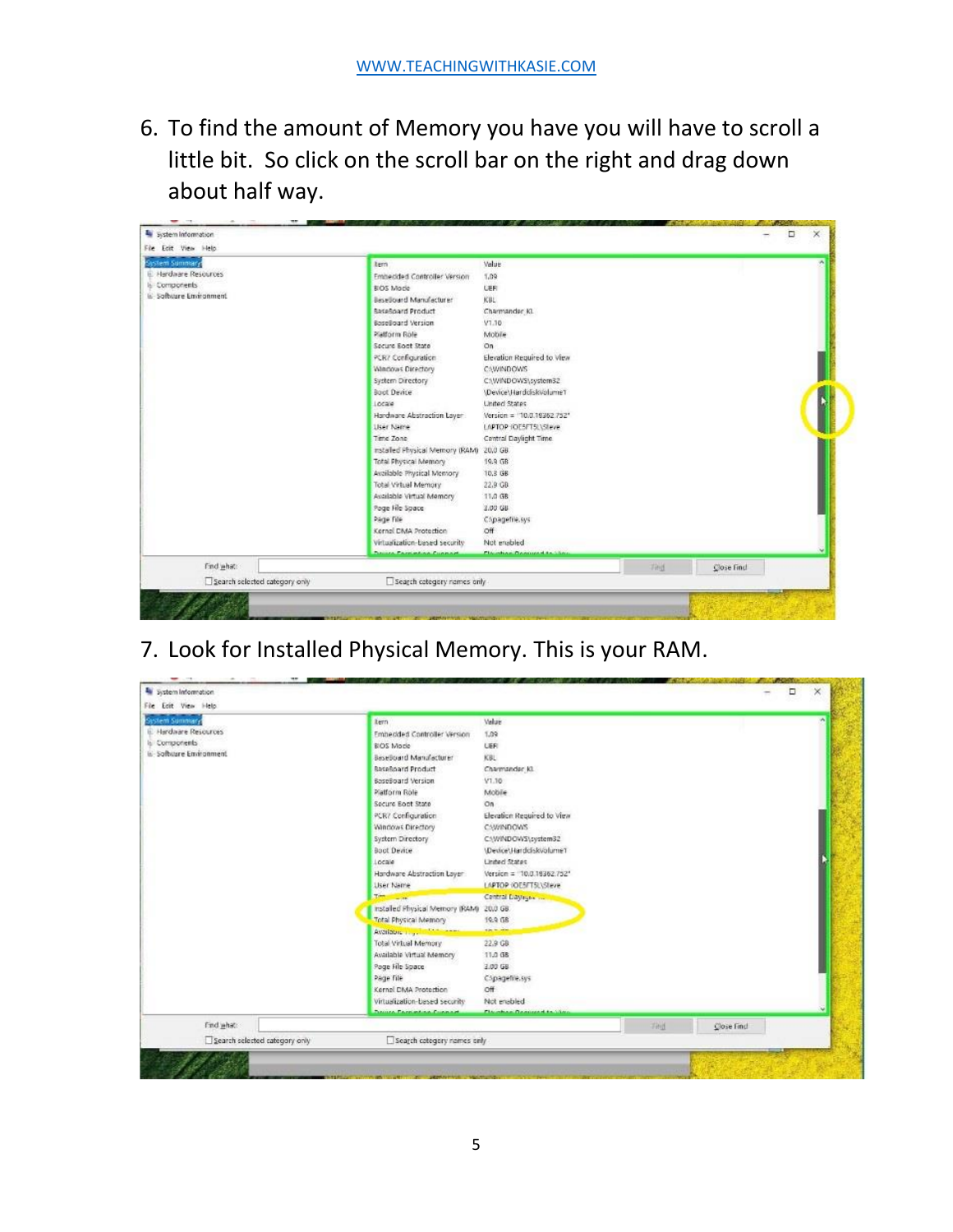6. To find the amount of Memory you have you will have to scroll a little bit. So click on the scroll bar on the right and drag down about half way.

7. Look for Installed Physical Memory. This is your RAM.